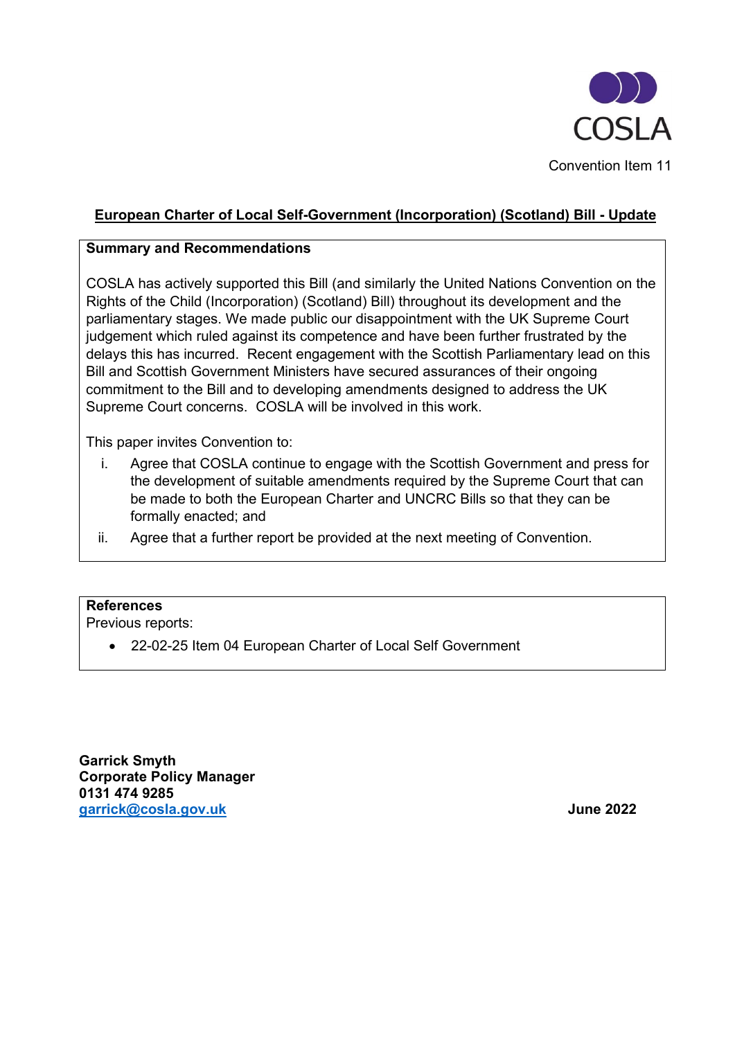COSLA

Convention Item 11

# European Charter of Local Self-Government (Incorporation) (Scotland) Bill - Update

**Summary and Recommendations**

COSLA has actively supported this Bill (and similarly the United Nations Convention on the Rights of the Child (Incorporation) (Scotland) Bill) throughout its development and the parliamentary stages. We made public our disappointment with the UK Supreme Court judgement which ruled against its competence and have been further frustrated by the delays this has incurred. Recent engagement with the Scottish Parliamentary lead on this Bill and Scottish Government Ministers have secured assurances of their ongoing commitment to the Bill and to developing amendments designed to address the UK Supreme Court concerns. COSLA will be involved in this work.

This paper invites Convention to:

i. Agree that COSLA continue to engage with the Scottish Government and press for the development of suitable amendments required by the Supreme Court that can be made to both the European Charter and UNCRC Bills so that they can be formally enacted; and

ii. Agree that a further report be provided at the next meeting of Convention.

**References**

Previous reports:

- 22-02-25 Item 04 European Charter of Local Self Government

**Garrick Smyth**
**Corporate Policy Manager**
**0131 474 9285**
**garrick@cosla.gov.uk**

**June 2022**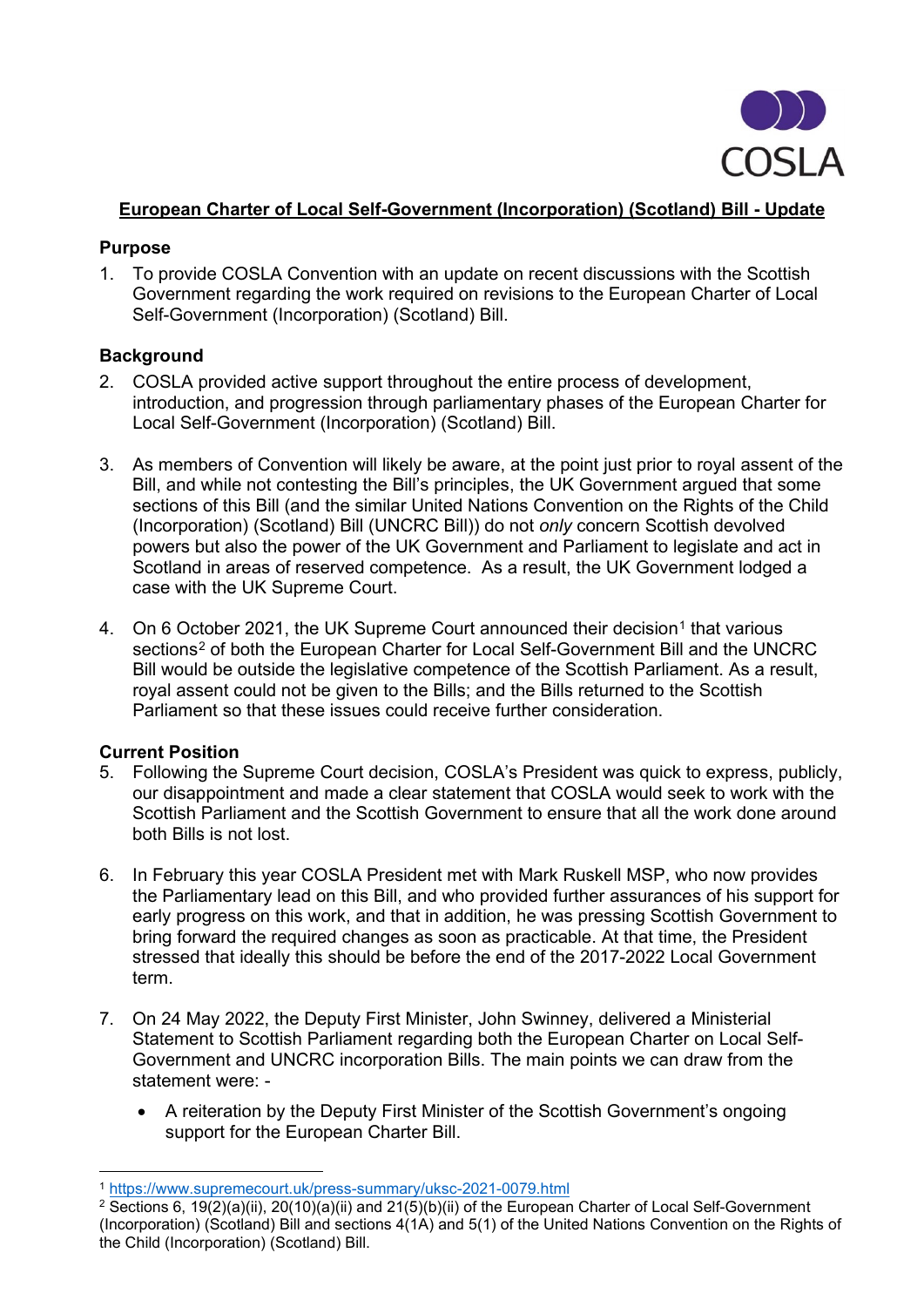COSLA

## European Charter of Local Self-Government (Incorporation) (Scotland) Bill - Update

### Purpose

1. To provide COSLA Convention with an update on recent discussions with the Scottish Government regarding the work required on revisions to the European Charter of Local Self-Government (Incorporation) (Scotland) Bill.

### Background

2. COSLA provided active support throughout the entire process of development, introduction, and progression through parliamentary phases of the European Charter for Local Self-Government (Incorporation) (Scotland) Bill.

3. As members of Convention will likely be aware, at the point just prior to royal assent of the Bill, and while not contesting the Bill's principles, the UK Government argued that some sections of this Bill (and the similar United Nations Convention on the Rights of the Child (Incorporation) (Scotland) Bill (UNCRC Bill)) do not *only* concern Scottish devolved powers but also the power of the UK Government and Parliament to legislate and act in Scotland in areas of reserved competence. As a result, the UK Government lodged a case with the UK Supreme Court.

4. On 6 October 2021, the UK Supreme Court announced their decision[1] that various sections[2] of both the European Charter for Local Self-Government Bill and the UNCRC Bill would be outside the legislative competence of the Scottish Parliament. As a result, royal assent could not be given to the Bills; and the Bills returned to the Scottish Parliament so that these issues could receive further consideration.

### Current Position

5. Following the Supreme Court decision, COSLA's President was quick to express, publicly, our disappointment and made a clear statement that COSLA would seek to work with the Scottish Parliament and the Scottish Government to ensure that all the work done around both Bills is not lost.

6. In February this year COSLA President met with Mark Ruskell MSP, who now provides the Parliamentary lead on this Bill, and who provided further assurances of his support for early progress on this work, and that in addition, he was pressing Scottish Government to bring forward the required changes as soon as practicable. At that time, the President stressed that ideally this should be before the end of the 2017-2022 Local Government term.

7. On 24 May 2022, the Deputy First Minister, John Swinney, delivered a Ministerial Statement to Scottish Parliament regarding both the European Charter on Local Self-Government and UNCRC incorporation Bills. The main points we can draw from the statement were: -

   - A reiteration by the Deputy First Minister of the Scottish Government's ongoing support for the European Charter Bill.

---

[1] https://www.supremecourt.uk/press-summary/uksc-2021-0079.html

[2] Sections 6, 19(2)(a)(ii), 20(10)(a)(ii) and 21(5)(b)(ii) of the European Charter of Local Self-Government (Incorporation) (Scotland) Bill and sections 4(1A) and 5(1) of the United Nations Convention on the Rights of the Child (Incorporation) (Scotland) Bill.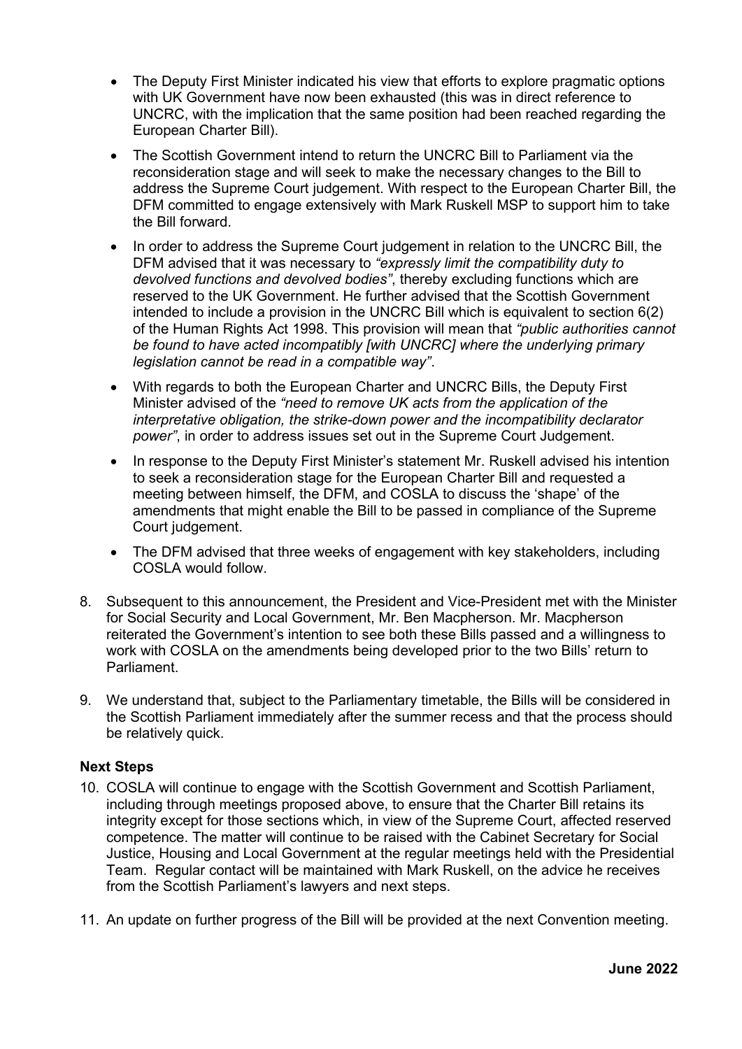- The Deputy First Minister indicated his view that efforts to explore pragmatic options with UK Government have now been exhausted (this was in direct reference to UNCRC, with the implication that the same position had been reached regarding the European Charter Bill).
- The Scottish Government intend to return the UNCRC Bill to Parliament via the reconsideration stage and will seek to make the necessary changes to the Bill to address the Supreme Court judgement. With respect to the European Charter Bill, the DFM committed to engage extensively with Mark Ruskell MSP to support him to take the Bill forward.
- In order to address the Supreme Court judgement in relation to the UNCRC Bill, the DFM advised that it was necessary to *"expressly limit the compatibility duty to devolved functions and devolved bodies"*, thereby excluding functions which are reserved to the UK Government. He further advised that the Scottish Government intended to include a provision in the UNCRC Bill which is equivalent to section 6(2) of the Human Rights Act 1998. This provision will mean that *"public authorities cannot be found to have acted incompatibly [with UNCRC] where the underlying primary legislation cannot be read in a compatible way"*.
- With regards to both the European Charter and UNCRC Bills, the Deputy First Minister advised of the *"need to remove UK acts from the application of the interpretative obligation, the strike-down power and the incompatibility declarator power"*, in order to address issues set out in the Supreme Court Judgement.
- In response to the Deputy First Minister's statement Mr. Ruskell advised his intention to seek a reconsideration stage for the European Charter Bill and requested a meeting between himself, the DFM, and COSLA to discuss the 'shape' of the amendments that might enable the Bill to be passed in compliance of the Supreme Court judgement.
- The DFM advised that three weeks of engagement with key stakeholders, including COSLA would follow.

8. Subsequent to this announcement, the President and Vice-President met with the Minister for Social Security and Local Government, Mr. Ben Macpherson. Mr. Macpherson reiterated the Government's intention to see both these Bills passed and a willingness to work with COSLA on the amendments being developed prior to the two Bills' return to Parliament.

9. We understand that, subject to the Parliamentary timetable, the Bills will be considered in the Scottish Parliament immediately after the summer recess and that the process should be relatively quick.

**Next Steps**

10. COSLA will continue to engage with the Scottish Government and Scottish Parliament, including through meetings proposed above, to ensure that the Charter Bill retains its integrity except for those sections which, in view of the Supreme Court, affected reserved competence. The matter will continue to be raised with the Cabinet Secretary for Social Justice, Housing and Local Government at the regular meetings held with the Presidential Team. Regular contact will be maintained with Mark Ruskell, on the advice he receives from the Scottish Parliament's lawyers and next steps.

11. An update on further progress of the Bill will be provided at the next Convention meeting.

**June 2022**